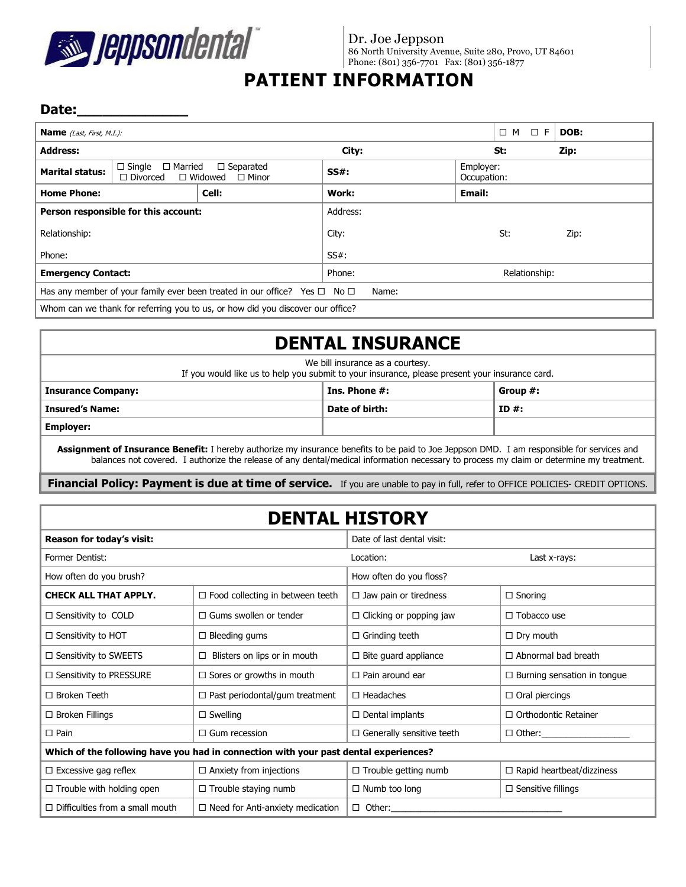jeppsondental™

Dr. Joe Jeppson
86 North University Avenue, Suite 280, Provo, UT 84601
Phone: (801) 356-7701 Fax: (801) 356-1877

# PATIENT INFORMATION

**Date:**____________

| | | | |
|---|---|---|---|
| **Name** *(Last, First, M.I.)*: | | ☐ M ☐ F | **DOB:** |
| **Address:** | **City:** | **St:** | **Zip:** |
| **Marital status:** ☐ Single ☐ Married ☐ Separated ☐ Divorced ☐ Widowed ☐ Minor | **SS#:** | Employer: Occupation: | |
| **Home Phone:** **Cell:** | **Work:** | **Email:** | |
| **Person responsible for this account:** | Address: | | |
| Relationship: | City: | St: | Zip: |
| Phone: | SS#: | | |
| **Emergency Contact:** | Phone: | Relationship: | |
| Has any member of your family ever been treated in our office? Yes ☐ No ☐ | Name: | | |
| Whom can we thank for referring you to us, or how did you discover our office? | | | |

## DENTAL INSURANCE

We bill insurance as a courtesy.
If you would like us to help you submit to your insurance, please present your insurance card.

| | | |
|---|---|---|
| **Insurance Company:** | **Ins. Phone #:** | **Group #:** |
| **Insured's Name:** | **Date of birth:** | **ID #:** |
| **Employer:** | | |

**Assignment of Insurance Benefit:** I hereby authorize my insurance benefits to be paid to Joe Jeppson DMD. I am responsible for services and balances not covered. I authorize the release of any dental/medical information necessary to process my claim or determine my treatment.

**Financial Policy: Payment is due at time of service.** If you are unable to pay in full, refer to OFFICE POLICIES- CREDIT OPTIONS.

## DENTAL HISTORY

| | | | |
|---|---|---|---|
| **Reason for today's visit:** | | Date of last dental visit: | |
| Former Dentist: | | Location: | Last x-rays: |
| How often do you brush? | | How often do you floss? | |
| **CHECK ALL THAT APPLY.** | ☐ Food collecting in between teeth | ☐ Jaw pain or tiredness | ☐ Snoring |
| ☐ Sensitivity to COLD | ☐ Gums swollen or tender | ☐ Clicking or popping jaw | ☐ Tobacco use |
| ☐ Sensitivity to HOT | ☐ Bleeding gums | ☐ Grinding teeth | ☐ Dry mouth |
| ☐ Sensitivity to SWEETS | ☐ Blisters on lips or in mouth | ☐ Bite guard appliance | ☐ Abnormal bad breath |
| ☐ Sensitivity to PRESSURE | ☐ Sores or growths in mouth | ☐ Pain around ear | ☐ Burning sensation in tongue |
| ☐ Broken Teeth | ☐ Past periodontal/gum treatment | ☐ Headaches | ☐ Oral piercings |
| ☐ Broken Fillings | ☐ Swelling | ☐ Dental implants | ☐ Orthodontic Retainer |
| ☐ Pain | ☐ Gum recession | ☐ Generally sensitive teeth | ☐ Other:_______________ |
| **Which of the following have you had in connection with your past dental experiences?** | | | |
| ☐ Excessive gag reflex | ☐ Anxiety from injections | ☐ Trouble getting numb | ☐ Rapid heartbeat/dizziness |
| ☐ Trouble with holding open | ☐ Trouble staying numb | ☐ Numb too long | ☐ Sensitive fillings |
| ☐ Difficulties from a small mouth | ☐ Need for Anti-anxiety medication | ☐ Other:_______________________________ | |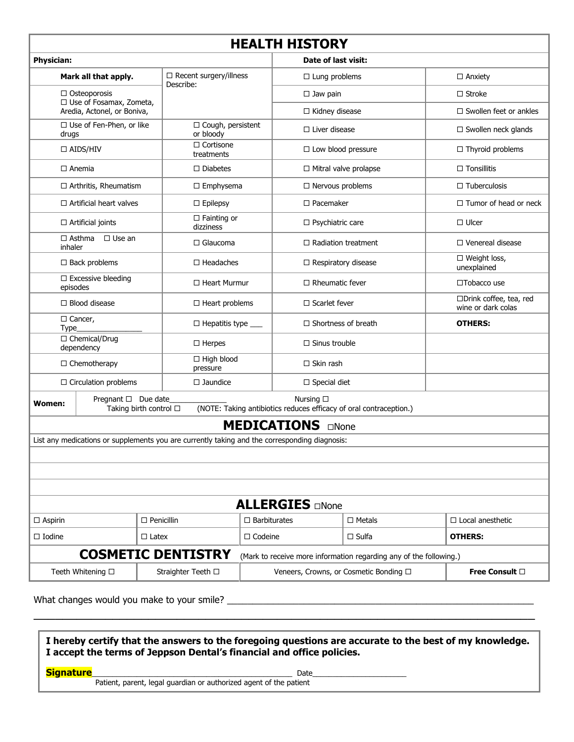# HEALTH HISTORY

| **Physician:** | | **Date of last visit:** | |
|---|---|---|---|
| **Mark all that apply.** | ☐ Recent surgery/illness Describe: | ☐ Lung problems | ☐ Anxiety |
| ☐ Osteoporosis ☐ Use of Fosamax, Zometa, Aredia, Actonel, or Boniva, | | ☐ Jaw pain | ☐ Stroke |
| | | ☐ Kidney disease | ☐ Swollen feet or ankles |
| ☐ Use of Fen-Phen, or like drugs | ☐ Cough, persistent or bloody | ☐ Liver disease | ☐ Swollen neck glands |
| ☐ AIDS/HIV | ☐ Cortisone treatments | ☐ Low blood pressure | ☐ Thyroid problems |
| ☐ Anemia | ☐ Diabetes | ☐ Mitral valve prolapse | ☐ Tonsillitis |
| ☐ Arthritis, Rheumatism | ☐ Emphysema | ☐ Nervous problems | ☐ Tuberculosis |
| ☐ Artificial heart valves | ☐ Epilepsy | ☐ Pacemaker | ☐ Tumor of head or neck |
| ☐ Artificial joints | ☐ Fainting or dizziness | ☐ Psychiatric care | ☐ Ulcer |
| ☐ Asthma ☐ Use an inhaler | ☐ Glaucoma | ☐ Radiation treatment | ☐ Venereal disease |
| ☐ Back problems | ☐ Headaches | ☐ Respiratory disease | ☐ Weight loss, unexplained |
| ☐ Excessive bleeding episodes | ☐ Heart Murmur | ☐ Rheumatic fever | ☐Tobacco use |
| ☐ Blood disease | ☐ Heart problems | ☐ Scarlet fever | ☐Drink coffee, tea, red wine or dark colas |
| ☐ Cancer, Type________________ | ☐ Hepatitis type ___ | ☐ Shortness of breath | **OTHERS:** |
| ☐ Chemical/Drug dependency | ☐ Herpes | ☐ Sinus trouble | |
| ☐ Chemotherapy | ☐ High blood pressure | ☐ Skin rash | |
| ☐ Circulation problems | ☐ Jaundice | ☐ Special diet | |

**Women:** Pregnant ☐ Due date______________ Nursing ☐
Taking birth control ☐ (NOTE: Taking antibiotics reduces efficacy of oral contraception.)

## MEDICATIONS ☐None

List any medications or supplements you are currently taking and the corresponding diagnosis:

## ALLERGIES ☐None

| | | | | |
|---|---|---|---|---|
| ☐ Aspirin | ☐ Penicillin | ☐ Barbiturates | ☐ Metals | ☐ Local anesthetic |
| ☐ Iodine | ☐ Latex | ☐ Codeine | ☐ Sulfa | **OTHERS:** |

## COSMETIC DENTISTRY

(Mark to receive more information regarding any of the following.)

| | | | |
|---|---|---|---|
| Teeth Whitening ☐ | Straighter Teeth ☐ | Veneers, Crowns, or Cosmetic Bonding ☐ | **Free Consult** ☐ |

What changes would you make to your smile? ____________________________________________________________

**I hereby certify that the answers to the foregoing questions are accurate to the best of my knowledge. I accept the terms of Jeppson Dental's financial and office policies.**

**Signature**____________________________________________ Date______________________
Patient, parent, legal guardian or authorized agent of the patient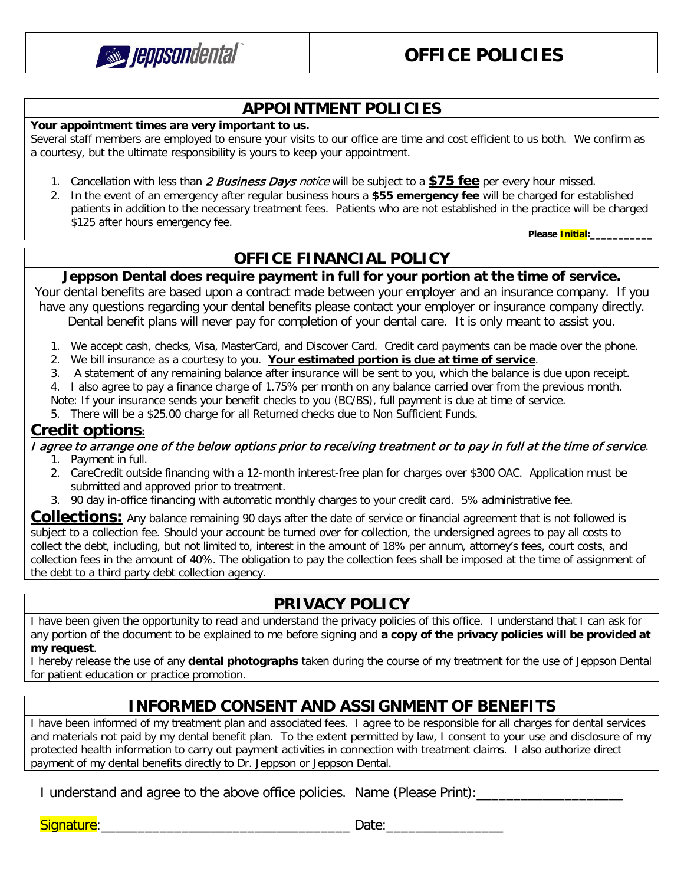jeppsondental™

# OFFICE POLICIES

## APPOINTMENT POLICIES

**Your appointment times are very important to us.**

Several staff members are employed to ensure your visits to our office are time and cost efficient to us both. We confirm as a courtesy, but the ultimate responsibility is yours to keep your appointment.

1. Cancellation with less than *2 Business Days notice* will be subject to a **$75 fee** per every hour missed.
2. In the event of an emergency after regular business hours a **$55 emergency fee** will be charged for established patients in addition to the necessary treatment fees. Patients who are not established in the practice will be charged $125 after hours emergency fee.

**Please Initial:__________**

## OFFICE FINANCIAL POLICY

**Jeppson Dental does require payment in full for your portion at the time of service.**

Your dental benefits are based upon a contract made between your employer and an insurance company. If you have any questions regarding your dental benefits please contact your employer or insurance company directly. Dental benefit plans will never pay for completion of your dental care. It is only meant to assist you.

1. We accept cash, checks, Visa, MasterCard, and Discover Card. Credit card payments can be made over the phone.
2. We bill insurance as a courtesy to you. **Your estimated portion is due at time of service**.
3. A statement of any remaining balance after insurance will be sent to you, which the balance is due upon receipt.
4. I also agree to pay a finance charge of 1.75% per month on any balance carried over from the previous month.

Note: If your insurance sends your benefit checks to you (BC/BS), full payment is due at time of service.

5. There will be a $25.00 charge for all Returned checks due to Non Sufficient Funds.

### Credit options:

*I agree to arrange one of the below options prior to receiving treatment or to pay in full at the time of service*.

1. Payment in full.
2. CareCredit outside financing with a 12-month interest-free plan for charges over $300 OAC. Application must be submitted and approved prior to treatment.
3. 90 day in-office financing with automatic monthly charges to your credit card. 5% administrative fee.

**Collections:** Any balance remaining 90 days after the date of service or financial agreement that is not followed is subject to a collection fee. Should your account be turned over for collection, the undersigned agrees to pay all costs to collect the debt, including, but not limited to, interest in the amount of 18% per annum, attorney's fees, court costs, and collection fees in the amount of 40%. The obligation to pay the collection fees shall be imposed at the time of assignment of the debt to a third party debt collection agency.

## PRIVACY POLICY

I have been given the opportunity to read and understand the privacy policies of this office. I understand that I can ask for any portion of the document to be explained to me before signing and **a copy of the privacy policies will be provided at my request**.

I hereby release the use of any **dental photographs** taken during the course of my treatment for the use of Jeppson Dental for patient education or practice promotion.

## INFORMED CONSENT AND ASSIGNMENT OF BENEFITS

I have been informed of my treatment plan and associated fees. I agree to be responsible for all charges for dental services and materials not paid by my dental benefit plan. To the extent permitted by law, I consent to your use and disclosure of my protected health information to carry out payment activities in connection with treatment claims. I also authorize direct payment of my dental benefits directly to Dr. Jeppson or Jeppson Dental.

I understand and agree to the above office policies. Name (Please Print):____________________

Signature:__________________________________ Date:________________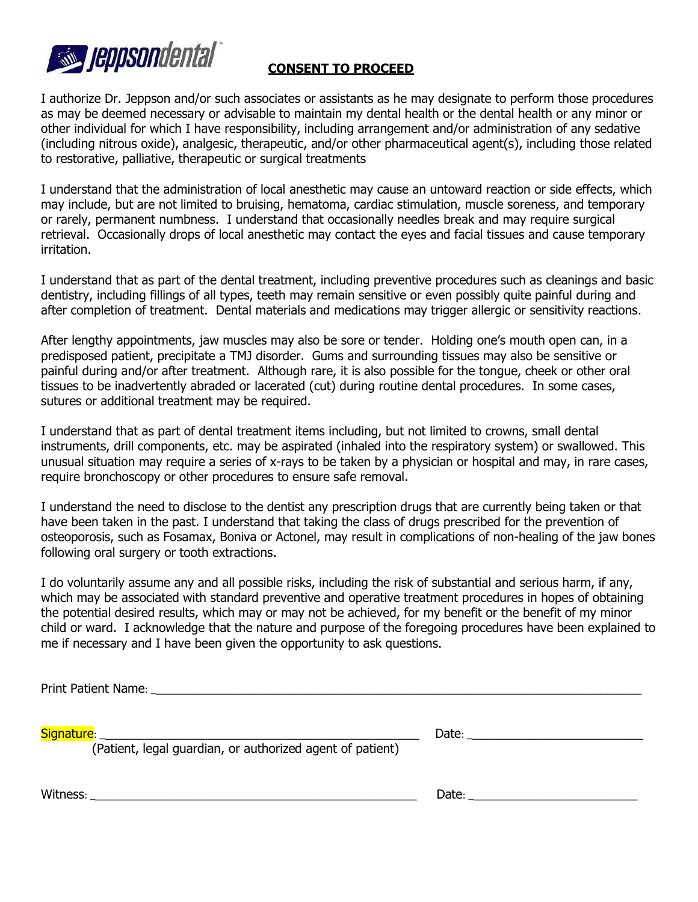jeppsondental

## CONSENT TO PROCEED

I authorize Dr. Jeppson and/or such associates or assistants as he may designate to perform those procedures as may be deemed necessary or advisable to maintain my dental health or the dental health or any minor or other individual for which I have responsibility, including arrangement and/or administration of any sedative (including nitrous oxide), analgesic, therapeutic, and/or other pharmaceutical agent(s), including those related to restorative, palliative, therapeutic or surgical treatments

I understand that the administration of local anesthetic may cause an untoward reaction or side effects, which may include, but are not limited to bruising, hematoma, cardiac stimulation, muscle soreness, and temporary or rarely, permanent numbness. I understand that occasionally needles break and may require surgical retrieval. Occasionally drops of local anesthetic may contact the eyes and facial tissues and cause temporary irritation.

I understand that as part of the dental treatment, including preventive procedures such as cleanings and basic dentistry, including fillings of all types, teeth may remain sensitive or even possibly quite painful during and after completion of treatment. Dental materials and medications may trigger allergic or sensitivity reactions.

After lengthy appointments, jaw muscles may also be sore or tender. Holding one's mouth open can, in a predisposed patient, precipitate a TMJ disorder. Gums and surrounding tissues may also be sensitive or painful during and/or after treatment. Although rare, it is also possible for the tongue, cheek or other oral tissues to be inadvertently abraded or lacerated (cut) during routine dental procedures. In some cases, sutures or additional treatment may be required.

I understand that as part of dental treatment items including, but not limited to crowns, small dental instruments, drill components, etc. may be aspirated (inhaled into the respiratory system) or swallowed. This unusual situation may require a series of x-rays to be taken by a physician or hospital and may, in rare cases, require bronchoscopy or other procedures to ensure safe removal.

I understand the need to disclose to the dentist any prescription drugs that are currently being taken or that have been taken in the past. I understand that taking the class of drugs prescribed for the prevention of osteoporosis, such as Fosamax, Boniva or Actonel, may result in complications of non-healing of the jaw bones following oral surgery or tooth extractions.

I do voluntarily assume any and all possible risks, including the risk of substantial and serious harm, if any, which may be associated with standard preventive and operative treatment procedures in hopes of obtaining the potential desired results, which may or may not be achieved, for my benefit or the benefit of my minor child or ward. I acknowledge that the nature and purpose of the foregoing procedures have been explained to me if necessary and I have been given the opportunity to ask questions.

Print Patient Name: ______________________________________________________________

Signature: ________________________________________ Date: ____________________
(Patient, legal guardian, or authorized agent of patient)

Witness: ________________________________________ Date: ____________________